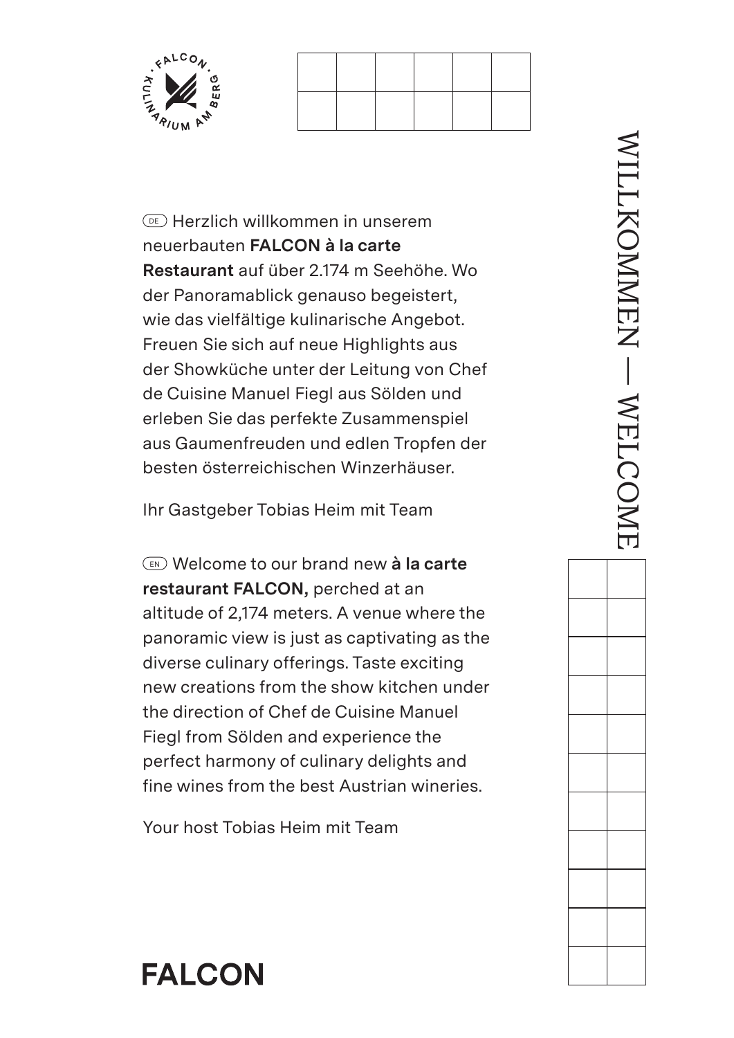FALCON · KULINARIUM AM BERG

# WILLKOMMEN — WELCOME

DE Herzlich willkommen in unserem neuerbauten **FALCON à la carte Restaurant** auf über 2.174 m Seehöhe. Wo der Panoramablick genauso begeistert, wie das vielfältige kulinarische Angebot. Freuen Sie sich auf neue Highlights aus der Showküche unter der Leitung von Chef de Cuisine Manuel Fiegl aus Sölden und erleben Sie das perfekte Zusammenspiel aus Gaumenfreuden und edlen Tropfen der besten österreichischen Winzerhäuser.

Ihr Gastgeber Tobias Heim mit Team

EN Welcome to our brand new **à la carte restaurant FALCON,** perched at an altitude of 2,174 meters. A venue where the panoramic view is just as captivating as the diverse culinary offerings. Taste exciting new creations from the show kitchen under the direction of Chef de Cuisine Manuel Fiegl from Sölden and experience the perfect harmony of culinary delights and fine wines from the best Austrian wineries.

Your host Tobias Heim mit Team

**FALCON**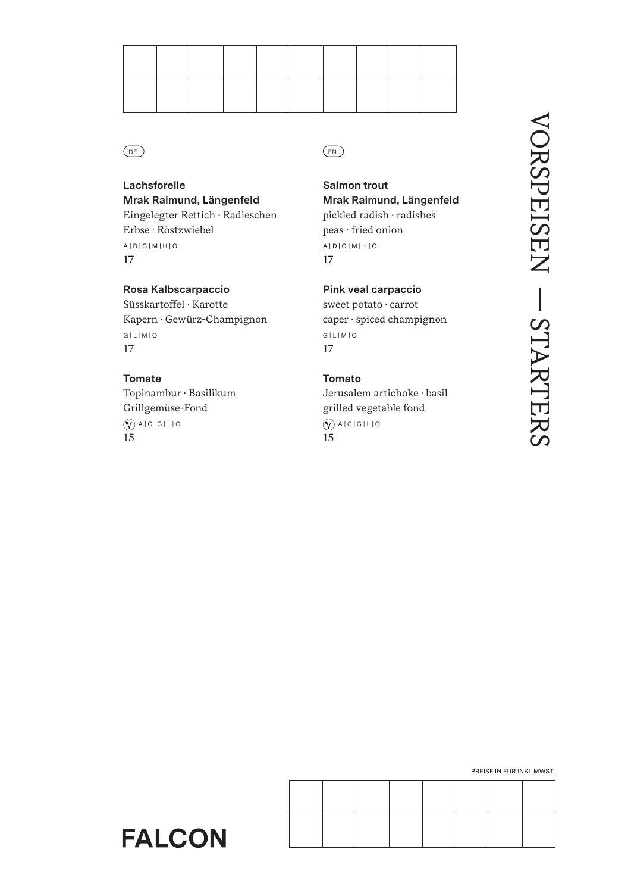# VORSPEISEN — STARTERS

DE

**Lachsforelle**
**Mrak Raimund, Längenfeld**
Eingelegter Rettich · Radieschen
Erbse · Röstzwiebel
A | D | G | M | H | O
17

**Rosa Kalbscarpaccio**
Süsskartoffel · Karotte
Kapern · Gewürz-Champignon
G | L | M | O
17

**Tomate**
Topinambur · Basilikum
Grillgemüse-Fond
(V) A | C | G | L | O
15

EN

**Salmon trout**
**Mrak Raimund, Längenfeld**
pickled radish · radishes
peas · fried onion
A | D | G | M | H | O
17

**Pink veal carpaccio**
sweet potato · carrot
caper · spiced champignon
G | L | M | O
17

**Tomato**
Jerusalem artichoke · basil
grilled vegetable fond
(V) A | C | G | L | O
15

PREISE IN EUR INKL MWST.

**FALCON**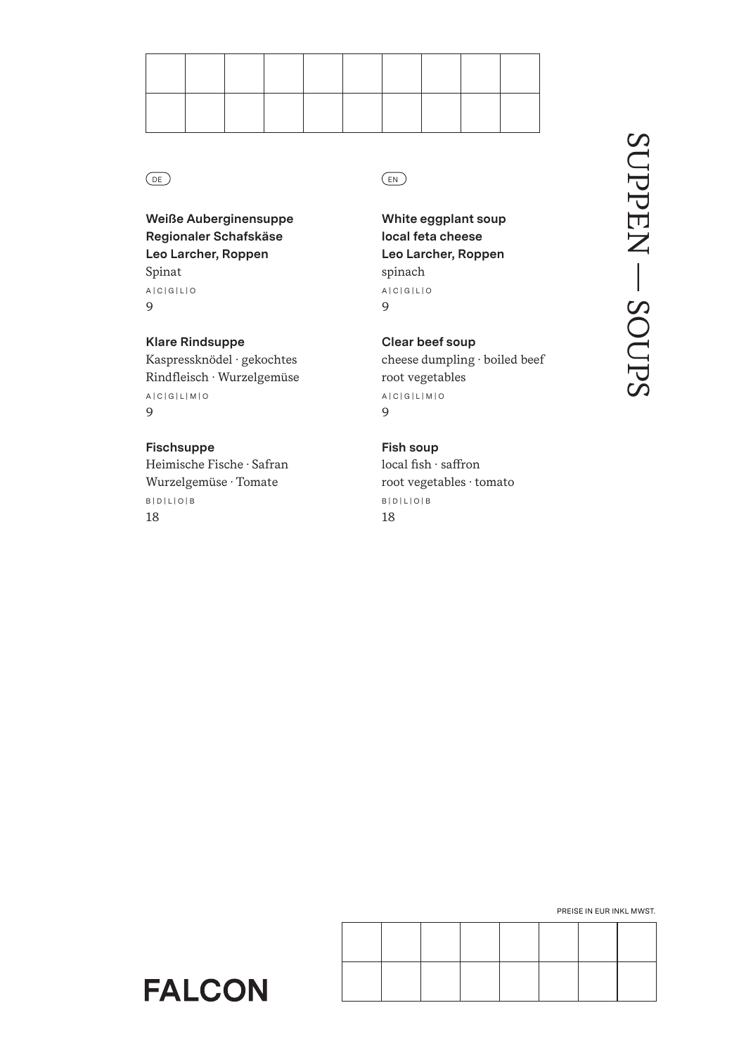# SUPPEN — SOUPS

DE

**Weiße Auberginensuppe**
**Regionaler Schafskäse**
**Leo Larcher, Roppen**
Spinat
A | C | G | L | O
9

**Klare Rindsuppe**
Kaspressknödel · gekochtes Rindfleisch · Wurzelgemüse
A | C | G | L | M | O
9

**Fischsuppe**
Heimische Fische · Safran
Wurzelgemüse · Tomate
B | D | L | O | B
18

EN

**White eggplant soup**
**local feta cheese**
**Leo Larcher, Roppen**
spinach
A | C | G | L | O
9

**Clear beef soup**
cheese dumpling · boiled beef
root vegetables
A | C | G | L | M | O
9

**Fish soup**
local fish · saffron
root vegetables · tomato
B | D | L | O | B
18

PREISE IN EUR INKL MWST.

FALCON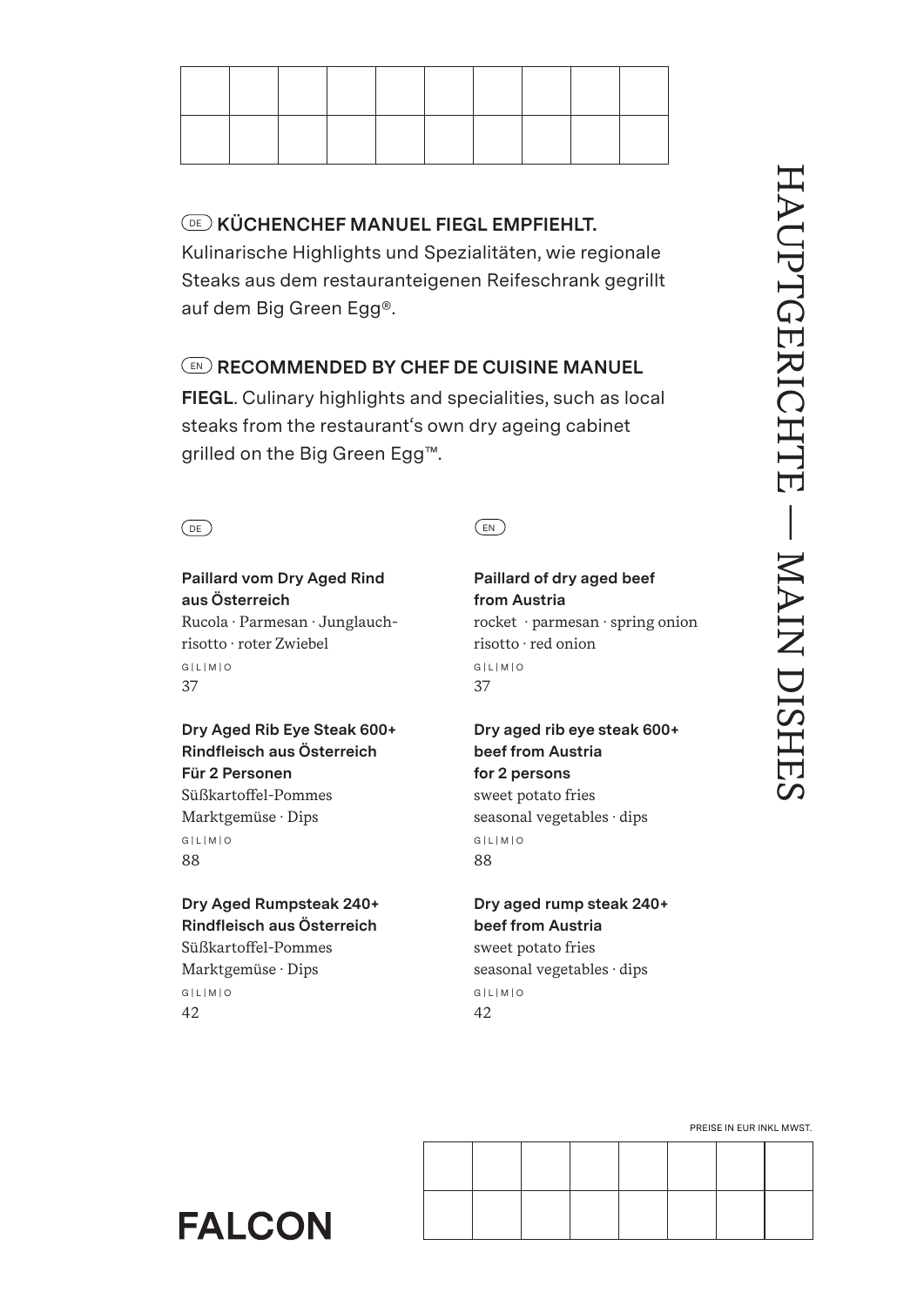# HAUPTGERICHTE — MAIN DISHES

DE **KÜCHENCHEF MANUEL FIEGL EMPFIEHLT.**
Kulinarische Highlights und Spezialitäten, wie regionale Steaks aus dem restauranteigenen Reifeschrank gegrillt auf dem Big Green Egg®.

EN **RECOMMENDED BY CHEF DE CUISINE MANUEL FIEGL**. Culinary highlights and specialities, such as local steaks from the restaurant‘s own dry ageing cabinet grilled on the Big Green Egg™.

DE

**Paillard vom Dry Aged Rind aus Österreich**
Rucola · Parmesan · Junglauch-risotto · roter Zwiebel
G | L | M | O
37

**Dry Aged Rib Eye Steak 600+ Rindfleisch aus Österreich Für 2 Personen**
Süßkartoffel-Pommes
Marktgemüse · Dips
G | L | M | O
88

**Dry Aged Rumpsteak 240+ Rindfleisch aus Österreich**
Süßkartoffel-Pommes
Marktgemüse · Dips
G | L | M | O
42

EN

**Paillard of dry aged beef from Austria**
rocket · parmesan · spring onion risotto · red onion
G | L | M | O
37

**Dry aged rib eye steak 600+ beef from Austria for 2 persons**
sweet potato fries
seasonal vegetables · dips
G | L | M | O
88

**Dry aged rump steak 240+ beef from Austria**
sweet potato fries
seasonal vegetables · dips
G | L | M | O
42

PREISE IN EUR INKL MWST.

**FALCON**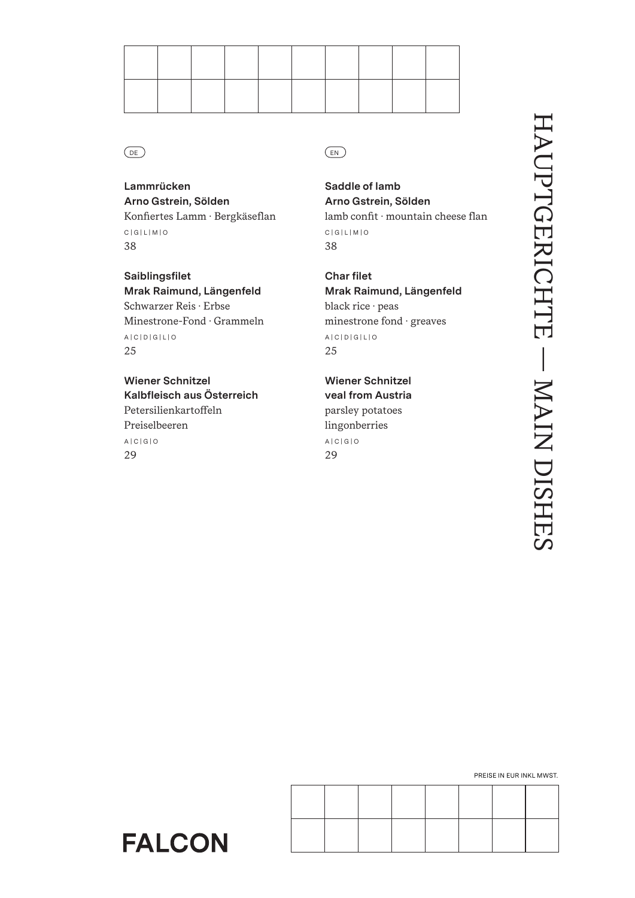# HAUPTGERICHTE — MAIN DISHES

DE

**Lammrücken**
**Arno Gstrein, Sölden**
Konfiertes Lamm · Bergkäseflan
C | G | L | M | O
38

**Saiblingsfilet**
**Mrak Raimund, Längenfeld**
Schwarzer Reis · Erbse
Minestrone-Fond · Grammeln
A | C | D | G | L | O
25

**Wiener Schnitzel**
**Kalbfleisch aus Österreich**
Petersilienkartoffeln
Preiselbeeren
A | C | G | O
29

EN

**Saddle of lamb**
**Arno Gstrein, Sölden**
lamb confit · mountain cheese flan
C | G | L | M | O
38

**Char filet**
**Mrak Raimund, Längenfeld**
black rice · peas
minestrone fond · greaves
A | C | D | G | L | O
25

**Wiener Schnitzel**
**veal from Austria**
parsley potatoes
lingonberries
A | C | G | O
29

PREISE IN EUR INKL MWST.

**FALCON**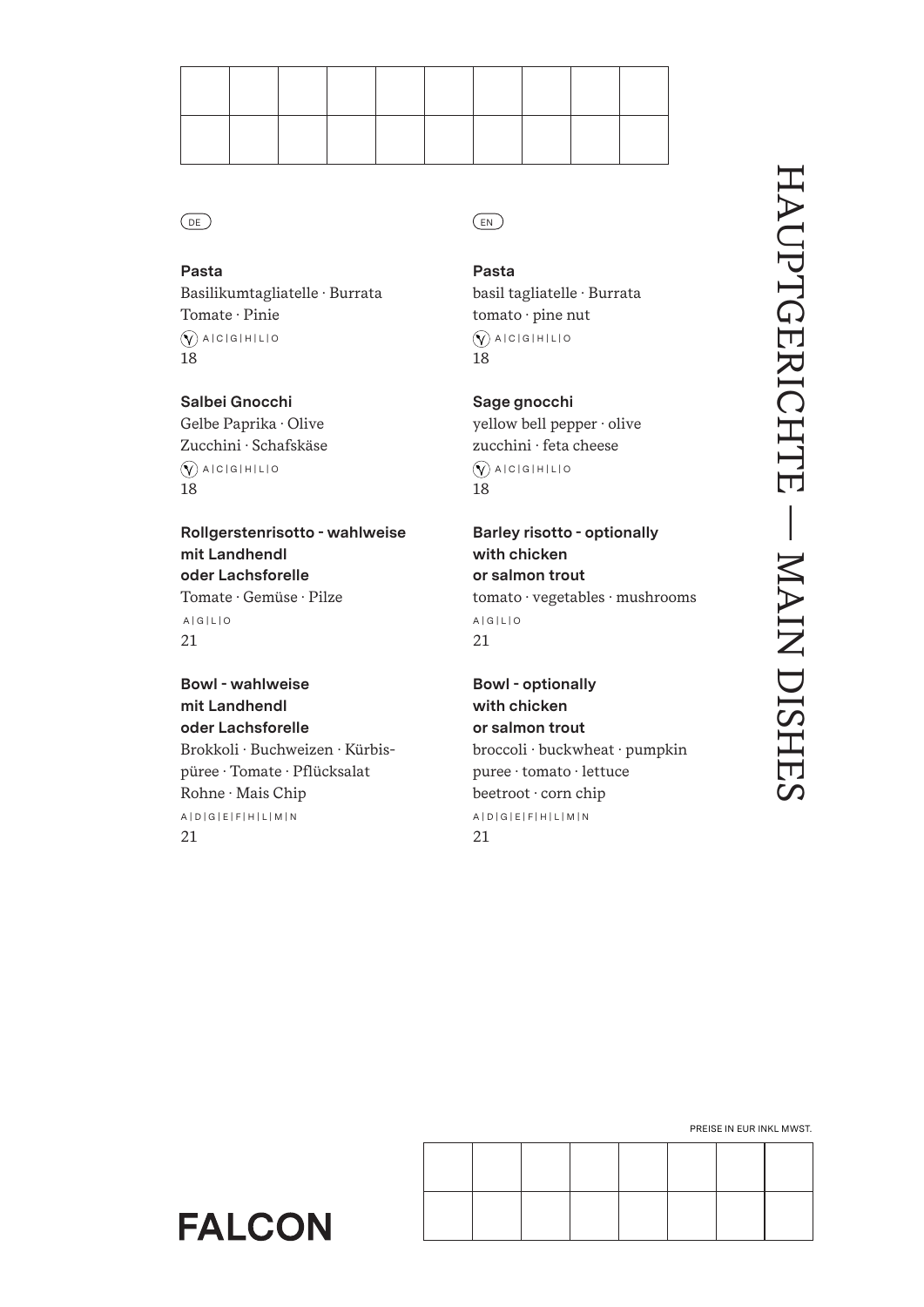# HAUPTGERICHTE — MAIN DISHES

DE

**Pasta**
Basilikumtagliatelle · Burrata
Tomate · Pinie
(V) A|C|G|H|L|O
18

**Salbei Gnocchi**
Gelbe Paprika · Olive
Zucchini · Schafskäse
(V) A|C|G|H|L|O
18

**Rollgerstenrisotto - wahlweise mit Landhendl oder Lachsforelle**
Tomate · Gemüse · Pilze
A|G|L|O
21

**Bowl - wahlweise mit Landhendl oder Lachsforelle**
Brokkoli · Buchweizen · Kürbispüree · Tomate · Pflücksalat
Rohne · Mais Chip
A|D|G|E|F|H|L|M|N
21

EN

**Pasta**
basil tagliatelle · Burrata
tomato · pine nut
(V) A|C|G|H|L|O
18

**Sage gnocchi**
yellow bell pepper · olive
zucchini · feta cheese
(V) A|C|G|H|L|O
18

**Barley risotto - optionally with chicken or salmon trout**
tomato · vegetables · mushrooms
A|G|L|O
21

**Bowl - optionally with chicken or salmon trout**
broccoli · buckwheat · pumpkin puree · tomato · lettuce
beetroot · corn chip
A|D|G|E|F|H|L|M|N
21

PREISE IN EUR INKL MWST.

**FALCON**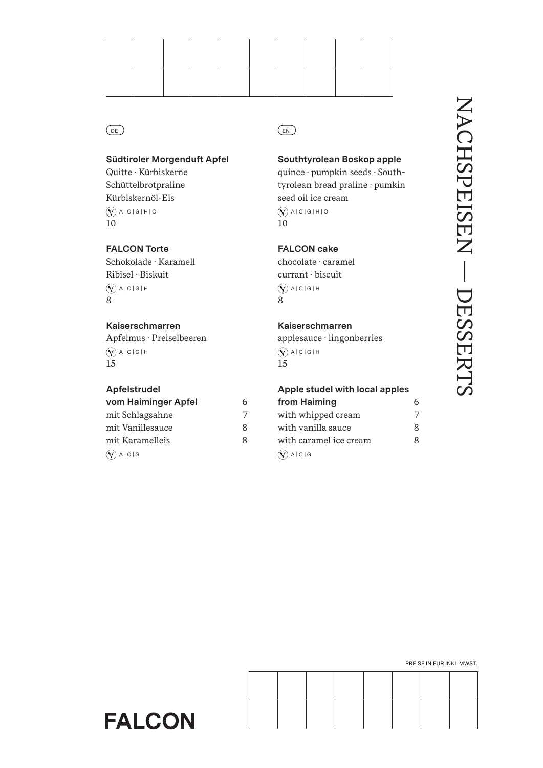# NACHSPEISEN — DESSERTS

DE

**Südtiroler Morgenduft Apfel**
Quitte · Kürbiskerne
Schüttelbrotpraline
Kürbiskernöl-Eis
A | C | G | H | O
10

**FALCON Torte**
Schokolade · Karamell
Ribisel · Biskuit
A | C | G | H
8

**Kaiserschmarren**
Apfelmus · Preiselbeeren
A | C | G | H
15

**Apfelstrudel vom Haiminger Apfel** 6
mit Schlagsahne 7
mit Vanillesauce 8
mit Karamelleis 8
A | C | G

EN

**Southtyrolean Boskop apple**
quince · pumpkin seeds · Southtyrolean bread praline · pumkin seed oil ice cream
A | C | G | H | O
10

**FALCON cake**
chocolate · caramel
currant · biscuit
A | C | G | H
8

**Kaiserschmarren**
applesauce · lingonberries
A | C | G | H
15

**Apple studel with local apples from Haiming** 6
with whipped cream 7
with vanilla sauce 8
with caramel ice cream 8
A | C | G

PREISE IN EUR INKL MWST.

**FALCON**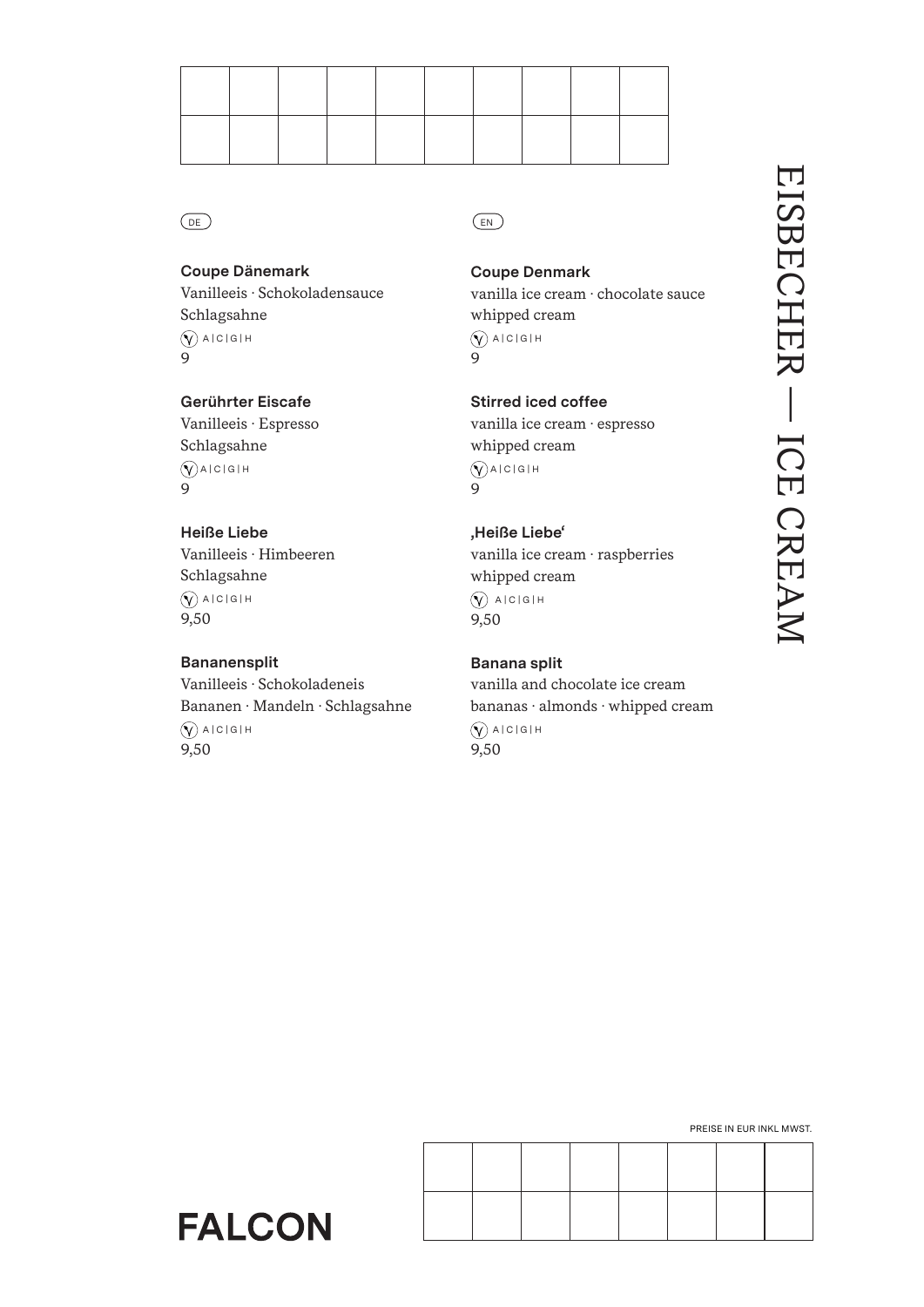# EISBECHER — ICE CREAM

DE

**Coupe Dänemark**
Vanilleeis · Schokoladensauce
Schlagsahne
(V) A | C | G | H
9

**Gerührter Eiscafe**
Vanilleeis · Espresso
Schlagsahne
(V) A | C | G | H
9

**Heiße Liebe**
Vanilleeis · Himbeeren
Schlagsahne
(V) A | C | G | H
9,50

**Bananensplit**
Vanilleeis · Schokoladeneis
Bananen · Mandeln · Schlagsahne
(V) A | C | G | H
9,50

EN

**Coupe Denmark**
vanilla ice cream · chocolate sauce
whipped cream
(V) A | C | G | H
9

**Stirred iced coffee**
vanilla ice cream · espresso
whipped cream
(V) A | C | G | H
9

**‚Heiße Liebe'**
vanilla ice cream · raspberries
whipped cream
(V) A | C | G | H
9,50

**Banana split**
vanilla and chocolate ice cream
bananas · almonds · whipped cream
(V) A | C | G | H
9,50

PREISE IN EUR INKL MWST.

**FALCON**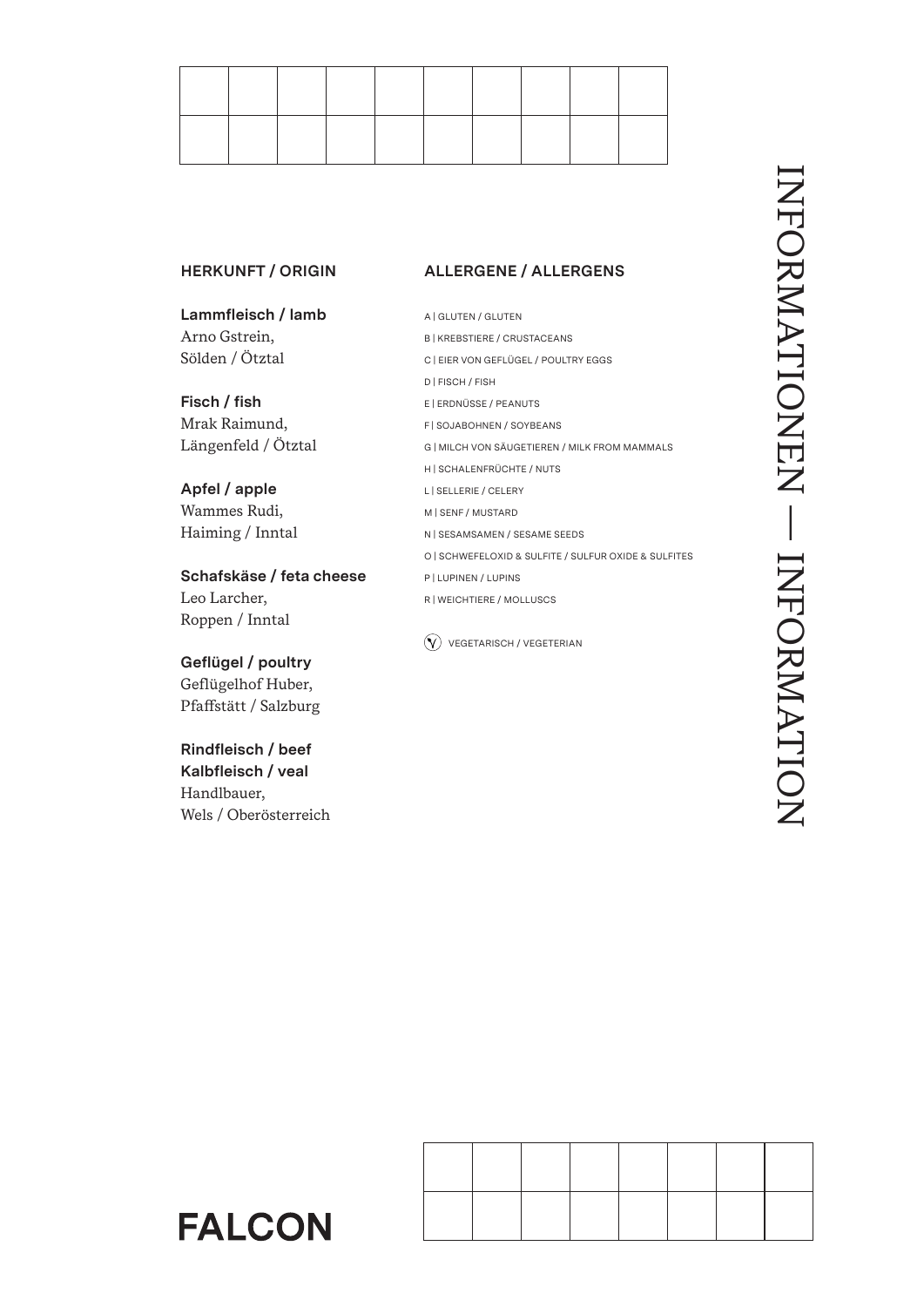# INFORMATIONEN — INFORMATION

## HERKUNFT / ORIGIN

**Lammfleisch / lamb**
Arno Gstrein,
Sölden / Ötztal

**Fisch / fish**
Mrak Raimund,
Längenfeld / Ötztal

**Apfel / apple**
Wammes Rudi,
Haiming / Inntal

**Schafskäse / feta cheese**
Leo Larcher,
Roppen / Inntal

**Geflügel / poultry**
Geflügelhof Huber,
Pfaffstätt / Salzburg

**Rindfleisch / beef**
**Kalbfleisch / veal**
Handlbauer,
Wels / Oberösterreich

## ALLERGENE / ALLERGENS

A | GLUTEN / GLUTEN
B | KREBSTIERE / CRUSTACEANS
C | EIER VON GEFLÜGEL / POULTRY EGGS
D | FISCH / FISH
E | ERDNÜSSE / PEANUTS
F | SOJABOHNEN / SOYBEANS
G | MILCH VON SÄUGETIEREN / MILK FROM MAMMALS
H | SCHALENFRÜCHTE / NUTS
L | SELLERIE / CELERY
M | SENF / MUSTARD
N | SESAMSAMEN / SESAME SEEDS
O | SCHWEFELOXID & SULFITE / SULFUR OXIDE & SULFITES
P | LUPINEN / LUPINS
R | WEICHTIERE / MOLLUSCS

(V) VEGETARISCH / VEGETERIAN

**FALCON**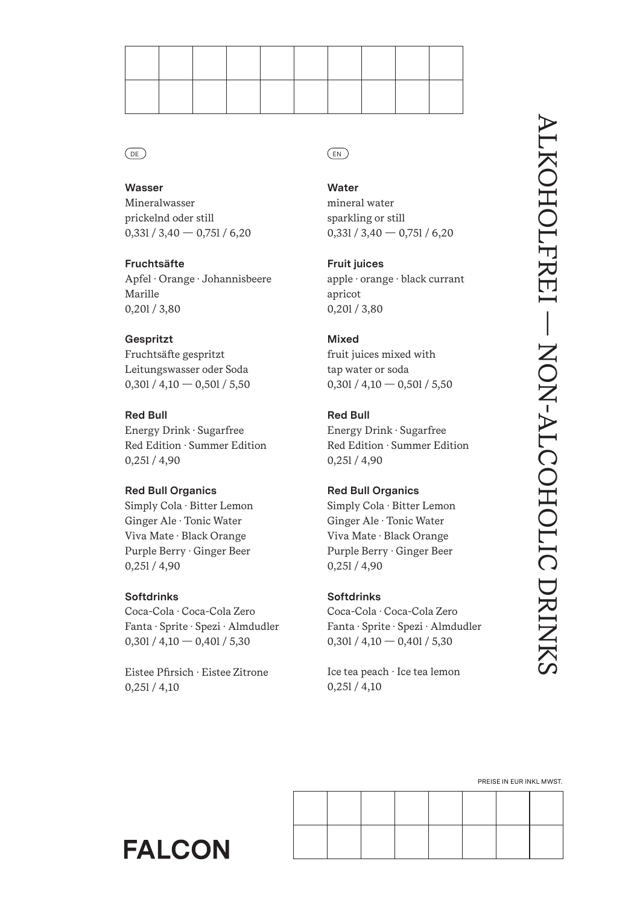# ALKOHOLFREI — NON-ALCOHOLIC DRINKS

DE

**Wasser**
Mineralwasser
prickelnd oder still
0,33l / 3,40 — 0,75l / 6,20

**Fruchtsäfte**
Apfel · Orange · Johannisbeere
Marille
0,20l / 3,80

**Gespritzt**
Fruchtsäfte gespritzt
Leitungswasser oder Soda
0,30l / 4,10 — 0,50l / 5,50

**Red Bull**
Energy Drink · Sugarfree
Red Edition · Summer Edition
0,25l / 4,90

**Red Bull Organics**
Simply Cola · Bitter Lemon
Ginger Ale · Tonic Water
Viva Mate · Black Orange
Purple Berry · Ginger Beer
0,25l / 4,90

**Softdrinks**
Coca-Cola · Coca-Cola Zero
Fanta · Sprite · Spezi · Almdudler
0,30l / 4,10 — 0,40l / 5,30

Eistee Pfirsich · Eistee Zitrone
0,25l / 4,10

EN

**Water**
mineral water
sparkling or still
0,33l / 3,40 — 0,75l / 6,20

**Fruit juices**
apple · orange · black currant
apricot
0,20l / 3,80

**Mixed**
fruit juices mixed with
tap water or soda
0,30l / 4,10 — 0,50l / 5,50

**Red Bull**
Energy Drink · Sugarfree
Red Edition · Summer Edition
0,25l / 4,90

**Red Bull Organics**
Simply Cola · Bitter Lemon
Ginger Ale · Tonic Water
Viva Mate · Black Orange
Purple Berry · Ginger Beer
0,25l / 4,90

**Softdrinks**
Coca-Cola · Coca-Cola Zero
Fanta · Sprite · Spezi · Almdudler
0,30l / 4,10 — 0,40l / 5,30

Ice tea peach · Ice tea lemon
0,25l / 4,10

PREISE IN EUR INKL MWST.

**FALCON**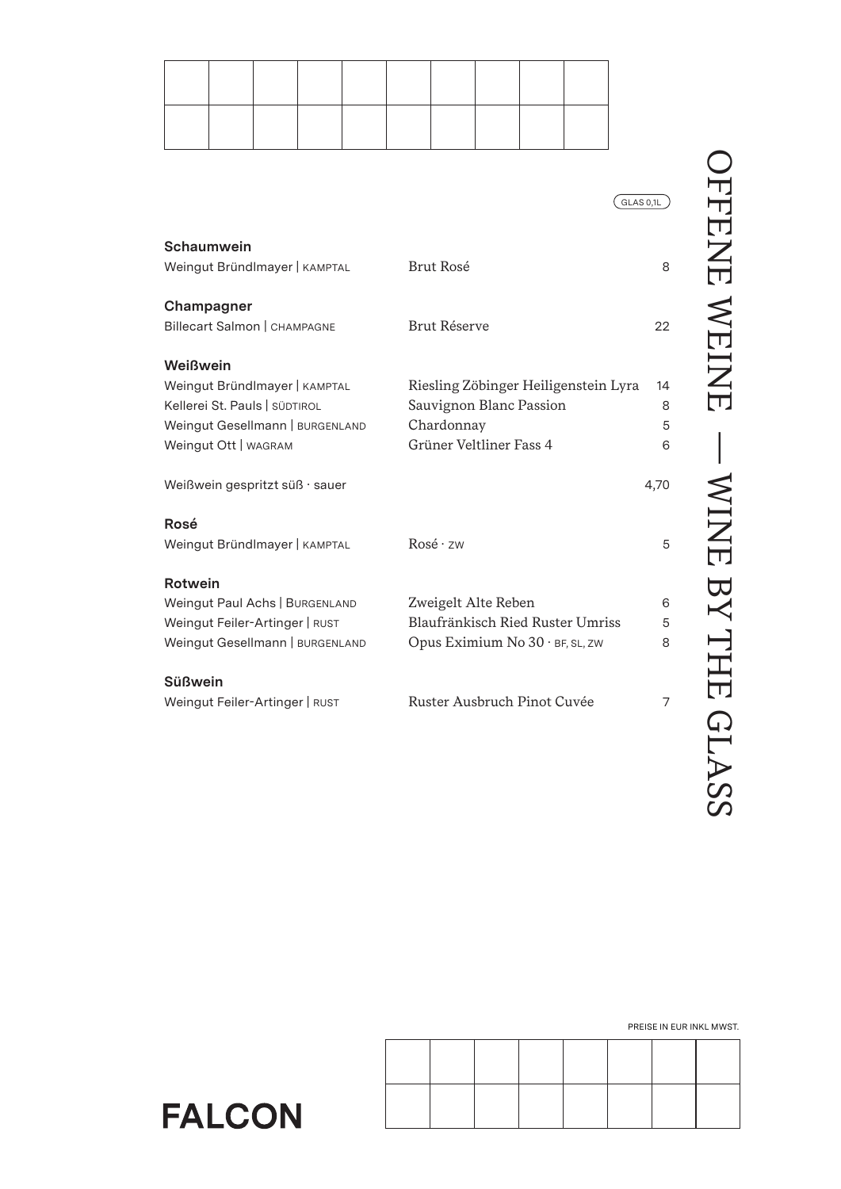# OFFENE WEINE — WINE BY THE GLASS

| | | GLAS 0,1L |
|---|---|---|
| **Schaumwein** | | |
| Weingut Bründlmayer \| KAMPTAL | Brut Rosé | 8 |
| **Champagner** | | |
| Billecart Salmon \| CHAMPAGNE | Brut Réserve | 22 |
| **Weißwein** | | |
| Weingut Bründlmayer \| KAMPTAL | Riesling Zöbinger Heiligenstein Lyra | 14 |
| Kellerei St. Pauls \| SÜDTIROL | Sauvignon Blanc Passion | 8 |
| Weingut Gesellmann \| BURGENLAND | Chardonnay | 5 |
| Weingut Ott \| WAGRAM | Grüner Veltliner Fass 4 | 6 |
| Weißwein gespritzt süß · sauer | | 4,70 |
| **Rosé** | | |
| Weingut Bründlmayer \| KAMPTAL | Rosé · ZW | 5 |
| **Rotwein** | | |
| Weingut Paul Achs \| BURGENLAND | Zweigelt Alte Reben | 6 |
| Weingut Feiler-Artinger \| RUST | Blaufränkisch Ried Ruster Umriss | 5 |
| Weingut Gesellmann \| BURGENLAND | Opus Eximium No 30 · BF, SL, ZW | 8 |
| **Süßwein** | | |
| Weingut Feiler-Artinger \| RUST | Ruster Ausbruch Pinot Cuvée | 7 |

PREISE IN EUR INKL MWST.

FALCON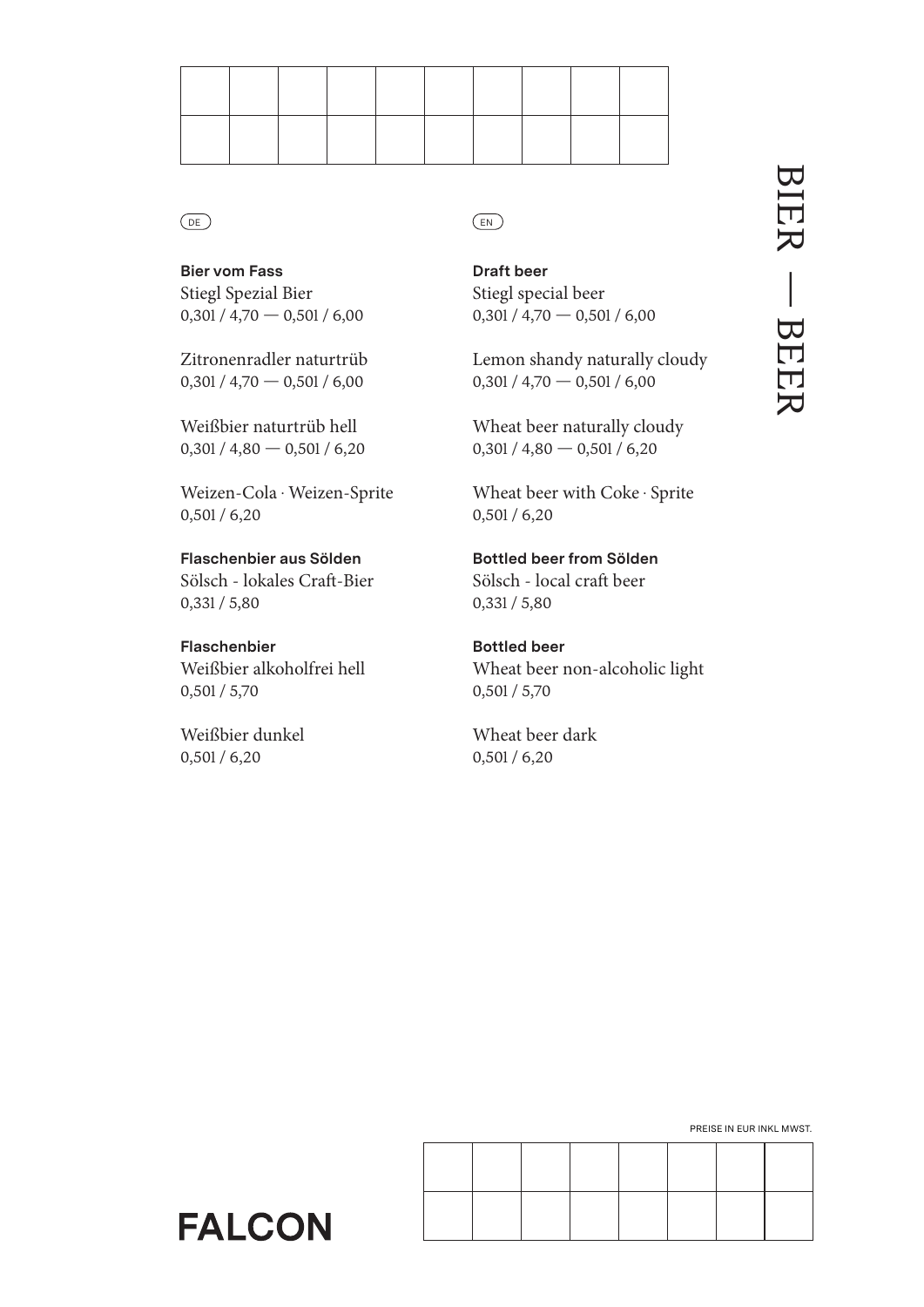# BIER — BEER

DE

**Bier vom Fass**
Stiegl Spezial Bier
0,30l / 4,70 — 0,50l / 6,00

Zitronenradler naturtrüb
0,30l / 4,70 — 0,50l / 6,00

Weißbier naturtrüb hell
0,30l / 4,80 — 0,50l / 6,20

Weizen-Cola · Weizen-Sprite
0,50l / 6,20

**Flaschenbier aus Sölden**
Sölsch - lokales Craft-Bier
0,33l / 5,80

**Flaschenbier**
Weißbier alkoholfrei hell
0,50l / 5,70

Weißbier dunkel
0,50l / 6,20

EN

**Draft beer**
Stiegl special beer
0,30l / 4,70 — 0,50l / 6,00

Lemon shandy naturally cloudy
0,30l / 4,70 — 0,50l / 6,00

Wheat beer naturally cloudy
0,30l / 4,80 — 0,50l / 6,20

Wheat beer with Coke · Sprite
0,50l / 6,20

**Bottled beer from Sölden**
Sölsch - local craft beer
0,33l / 5,80

**Bottled beer**
Wheat beer non-alcoholic light
0,50l / 5,70

Wheat beer dark
0,50l / 6,20

PREISE IN EUR INKL MWST.

FALCON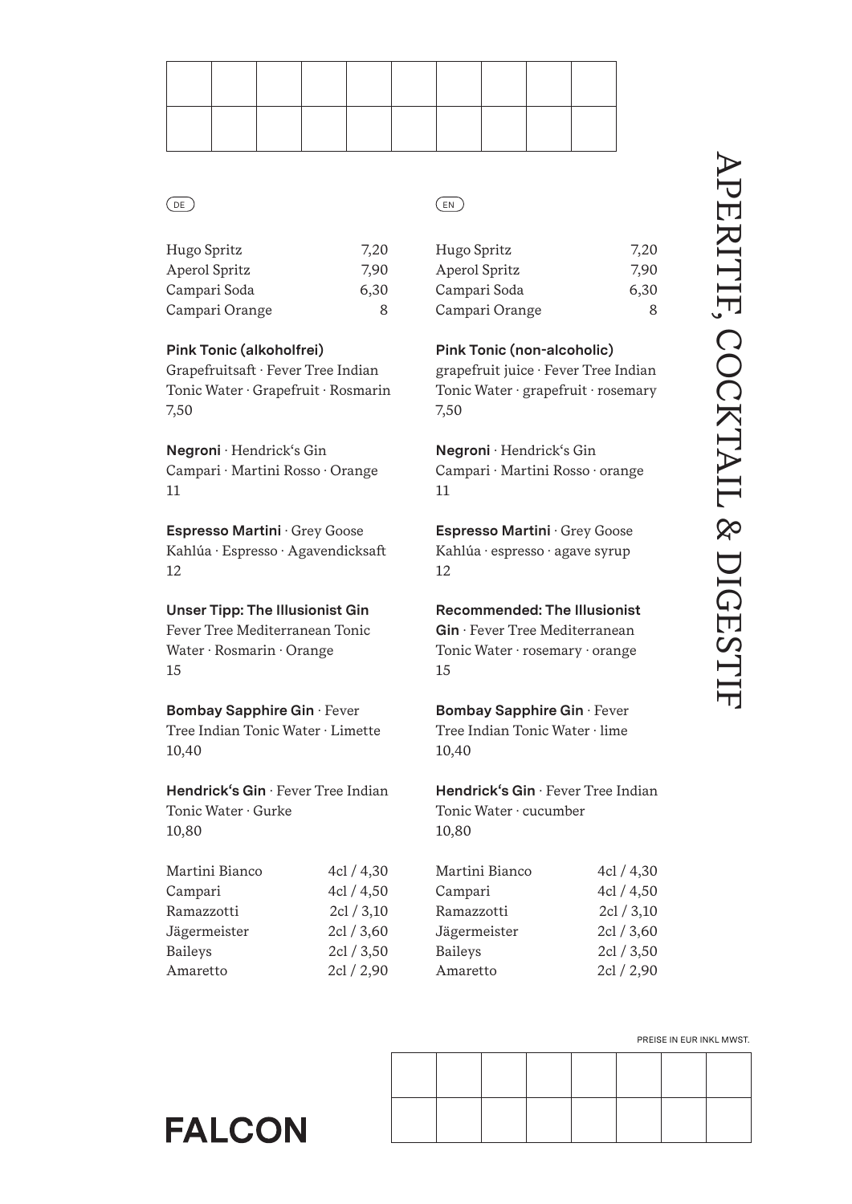# APERITIF, COCKTAIL & DIGESTIF

DE

| | |
|---|---|
| Hugo Spritz | 7,20 |
| Aperol Spritz | 7,90 |
| Campari Soda | 6,30 |
| Campari Orange | 8 |

**Pink Tonic (alkoholfrei)**
Grapefruitsaft · Fever Tree Indian Tonic Water · Grapefruit · Rosmarin
7,50

**Negroni** · Hendrick's Gin Campari · Martini Rosso · Orange
11

**Espresso Martini** · Grey Goose Kahlúa · Espresso · Agavendicksaft
12

**Unser Tipp: The Illusionist Gin**
Fever Tree Mediterranean Tonic Water · Rosmarin · Orange
15

**Bombay Sapphire Gin** · Fever Tree Indian Tonic Water · Limette
10,40

**Hendrick's Gin** · Fever Tree Indian Tonic Water · Gurke
10,80

| | |
|---|---|
| Martini Bianco | 4cl / 4,30 |
| Campari | 4cl / 4,50 |
| Ramazzotti | 2cl / 3,10 |
| Jägermeister | 2cl / 3,60 |
| Baileys | 2cl / 3,50 |
| Amaretto | 2cl / 2,90 |

EN

| | |
|---|---|
| Hugo Spritz | 7,20 |
| Aperol Spritz | 7,90 |
| Campari Soda | 6,30 |
| Campari Orange | 8 |

**Pink Tonic (non-alcoholic)**
grapefruit juice · Fever Tree Indian Tonic Water · grapefruit · rosemary
7,50

**Negroni** · Hendrick's Gin Campari · Martini Rosso · orange
11

**Espresso Martini** · Grey Goose Kahlúa · espresso · agave syrup
12

**Recommended: The Illusionist Gin** · Fever Tree Mediterranean Tonic Water · rosemary · orange
15

**Bombay Sapphire Gin** · Fever Tree Indian Tonic Water · lime
10,40

**Hendrick's Gin** · Fever Tree Indian Tonic Water · cucumber
10,80

| | |
|---|---|
| Martini Bianco | 4cl / 4,30 |
| Campari | 4cl / 4,50 |
| Ramazzotti | 2cl / 3,10 |
| Jägermeister | 2cl / 3,60 |
| Baileys | 2cl / 3,50 |
| Amaretto | 2cl / 2,90 |

PREISE IN EUR INKL MWST.

**FALCON**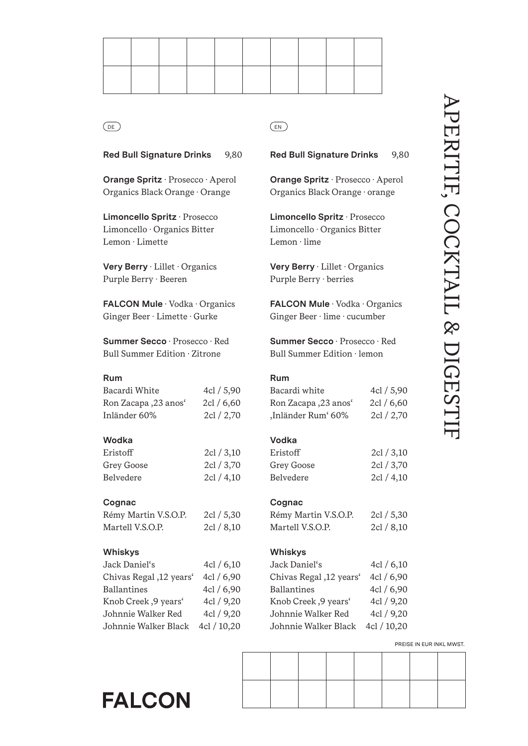# APERITIF, COCKTAIL & DIGESTIF

DE

**Red Bull Signature Drinks** 9,80

**Orange Spritz** · Prosecco · Aperol Organics Black Orange · Orange

**Limoncello Spritz** · Prosecco Limoncello · Organics Bitter Lemon · Limette

**Very Berry** · Lillet · Organics Purple Berry · Beeren

**FALCON Mule** · Vodka · Organics Ginger Beer · Limette · Gurke

**Summer Secco** · Prosecco · Red Bull Summer Edition · Zitrone

**Rum**

| | |
|---|---|
| Bacardi White | 4cl / 5,90 |
| Ron Zacapa ‚23 anos' | 2cl / 6,60 |
| Inländer 60% | 2cl / 2,70 |

**Wodka**

| | |
|---|---|
| Eristoff | 2cl / 3,10 |
| Grey Goose | 2cl / 3,70 |
| Belvedere | 2cl / 4,10 |

**Cognac**

| | |
|---|---|
| Rémy Martin V.S.O.P. | 2cl / 5,30 |
| Martell V.S.O.P. | 2cl / 8,10 |

**Whiskys**

| | |
|---|---|
| Jack Daniel's | 4cl / 6,10 |
| Chivas Regal ‚12 years' | 4cl / 6,90 |
| Ballantines | 4cl / 6,90 |
| Knob Creek ‚9 years' | 4cl / 9,20 |
| Johnnie Walker Red | 4cl / 9,20 |
| Johnnie Walker Black | 4cl / 10,20 |

EN

**Red Bull Signature Drinks** 9,80

**Orange Spritz** · Prosecco · Aperol Organics Black Orange · orange

**Limoncello Spritz** · Prosecco Limoncello · Organics Bitter Lemon · lime

**Very Berry** · Lillet · Organics Purple Berry · berries

**FALCON Mule** · Vodka · Organics Ginger Beer · lime · cucumber

**Summer Secco** · Prosecco · Red Bull Summer Edition · lemon

**Rum**

| | |
|---|---|
| Bacardi white | 4cl / 5,90 |
| Ron Zacapa ‚23 anos' | 2cl / 6,60 |
| ‚Inländer Rum' 60% | 2cl / 2,70 |

**Vodka**

| | |
|---|---|
| Eristoff | 2cl / 3,10 |
| Grey Goose | 2cl / 3,70 |
| Belvedere | 2cl / 4,10 |

**Cognac**

| | |
|---|---|
| Rémy Martin V.S.O.P. | 2cl / 5,30 |
| Martell V.S.O.P. | 2cl / 8,10 |

**Whiskys**

| | |
|---|---|
| Jack Daniel's | 4cl / 6,10 |
| Chivas Regal ‚12 years' | 4cl / 6,90 |
| Ballantines | 4cl / 6,90 |
| Knob Creek ‚9 years' | 4cl / 9,20 |
| Johnnie Walker Red | 4cl / 9,20 |
| Johnnie Walker Black | 4cl / 10,20 |

PREISE IN EUR INKL MWST.

**FALCON**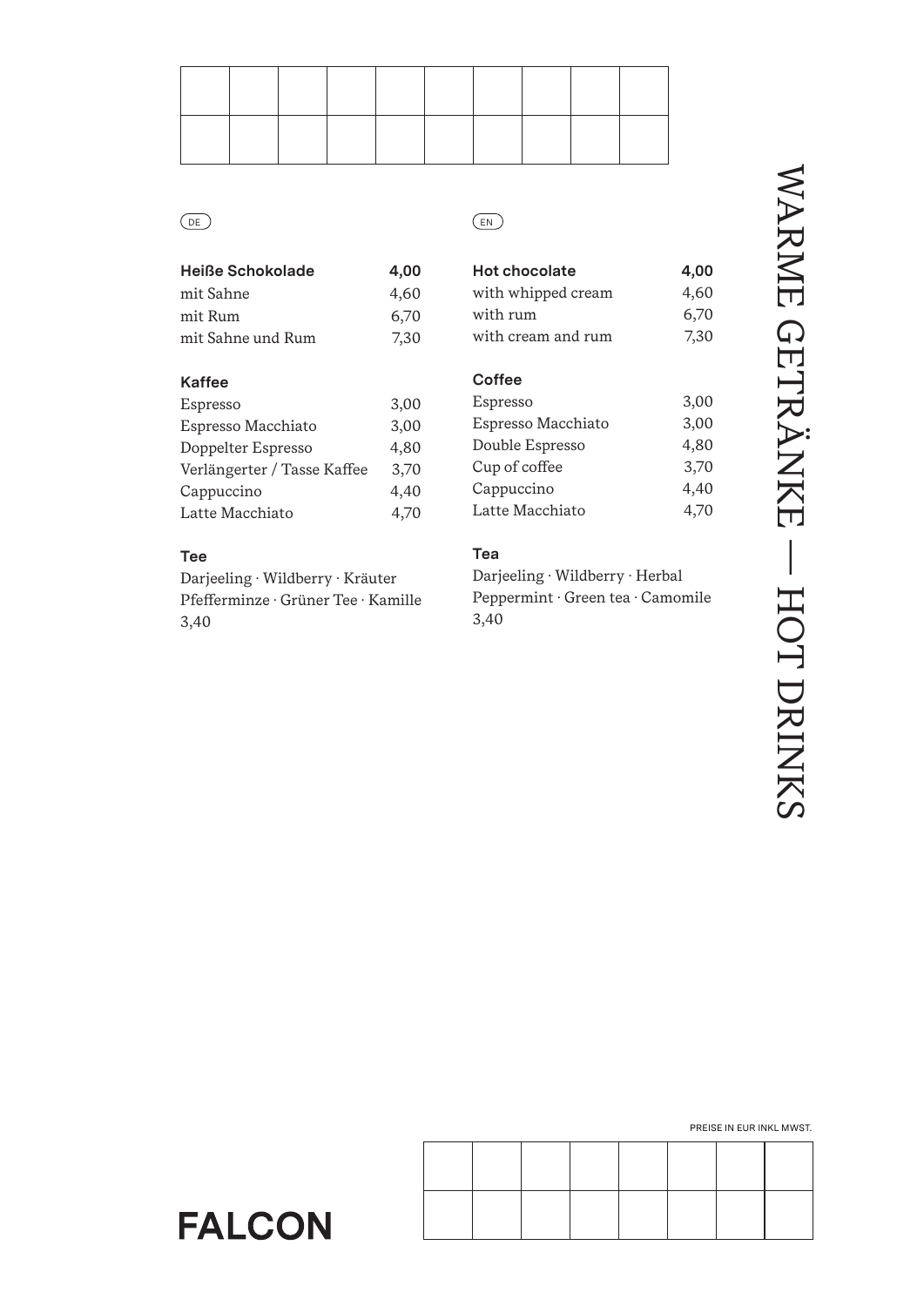# WARME GETRÄNKE — HOT DRINKS

DE

| **Heiße Schokolade** | **4,00** |
|---|---|
| mit Sahne | 4,60 |
| mit Rum | 6,70 |
| mit Sahne und Rum | 7,30 |

| **Kaffee** | |
|---|---|
| Espresso | 3,00 |
| Espresso Macchiato | 3,00 |
| Doppelter Espresso | 4,80 |
| Verlängerter / Tasse Kaffee | 3,70 |
| Cappuccino | 4,40 |
| Latte Macchiato | 4,70 |

**Tee**

Darjeeling · Wildberry · Kräuter
Pfefferminze · Grüner Tee · Kamille
3,40

EN

| **Hot chocolate** | **4,00** |
|---|---|
| with whipped cream | 4,60 |
| with rum | 6,70 |
| with cream and rum | 7,30 |

| **Coffee** | |
|---|---|
| Espresso | 3,00 |
| Espresso Macchiato | 3,00 |
| Double Espresso | 4,80 |
| Cup of coffee | 3,70 |
| Cappuccino | 4,40 |
| Latte Macchiato | 4,70 |

**Tea**

Darjeeling · Wildberry · Herbal
Peppermint · Green tea · Camomile
3,40

PREISE IN EUR INKL MWST.

**FALCON**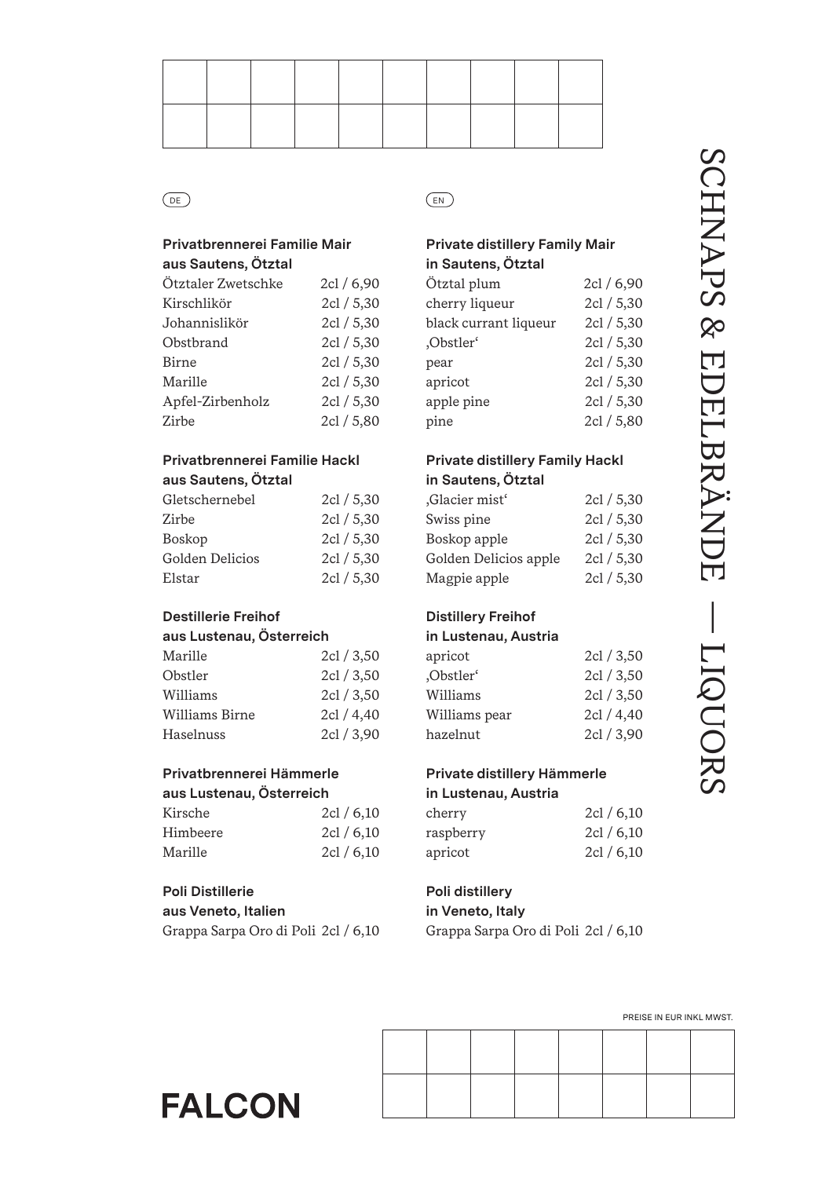# SCHNAPS & EDELBRÄNDE — LIQUORS

DE

### Privatbrennerei Familie Mair aus Sautens, Ötztal

| | |
|---|---|
| Ötztaler Zwetschke | 2cl / 6,90 |
| Kirschlikör | 2cl / 5,30 |
| Johannislikör | 2cl / 5,30 |
| Obstbrand | 2cl / 5,30 |
| Birne | 2cl / 5,30 |
| Marille | 2cl / 5,30 |
| Apfel-Zirbenholz | 2cl / 5,30 |
| Zirbe | 2cl / 5,80 |

### Privatbrennerei Familie Hackl aus Sautens, Ötztal

| | |
|---|---|
| Gletschernebel | 2cl / 5,30 |
| Zirbe | 2cl / 5,30 |
| Boskop | 2cl / 5,30 |
| Golden Delicios | 2cl / 5,30 |
| Elstar | 2cl / 5,30 |

### Destillerie Freihof aus Lustenau, Österreich

| | |
|---|---|
| Marille | 2cl / 3,50 |
| Obstler | 2cl / 3,50 |
| Williams | 2cl / 3,50 |
| Williams Birne | 2cl / 4,40 |
| Haselnuss | 2cl / 3,90 |

### Privatbrennerei Hämmerle aus Lustenau, Österreich

| | |
|---|---|
| Kirsche | 2cl / 6,10 |
| Himbeere | 2cl / 6,10 |
| Marille | 2cl / 6,10 |

### Poli Distillerie aus Veneto, Italien

Grappa Sarpa Oro di Poli 2cl / 6,10

EN

### Private distillery Family Mair in Sautens, Ötztal

| | |
|---|---|
| Ötztal plum | 2cl / 6,90 |
| cherry liqueur | 2cl / 5,30 |
| black currant liqueur | 2cl / 5,30 |
| ‚Obstler' | 2cl / 5,30 |
| pear | 2cl / 5,30 |
| apricot | 2cl / 5,30 |
| apple pine | 2cl / 5,30 |
| pine | 2cl / 5,80 |

### Private distillery Family Hackl in Sautens, Ötztal

| | |
|---|---|
| ‚Glacier mist' | 2cl / 5,30 |
| Swiss pine | 2cl / 5,30 |
| Boskop apple | 2cl / 5,30 |
| Golden Delicios apple | 2cl / 5,30 |
| Magpie apple | 2cl / 5,30 |

### Distillery Freihof in Lustenau, Austria

| | |
|---|---|
| apricot | 2cl / 3,50 |
| ‚Obstler' | 2cl / 3,50 |
| Williams | 2cl / 3,50 |
| Williams pear | 2cl / 4,40 |
| hazelnut | 2cl / 3,90 |

### Private distillery Hämmerle in Lustenau, Austria

| | |
|---|---|
| cherry | 2cl / 6,10 |
| raspberry | 2cl / 6,10 |
| apricot | 2cl / 6,10 |

### Poli distillery in Veneto, Italy

Grappa Sarpa Oro di Poli 2cl / 6,10

PREISE IN EUR INKL MWST.

FALCON